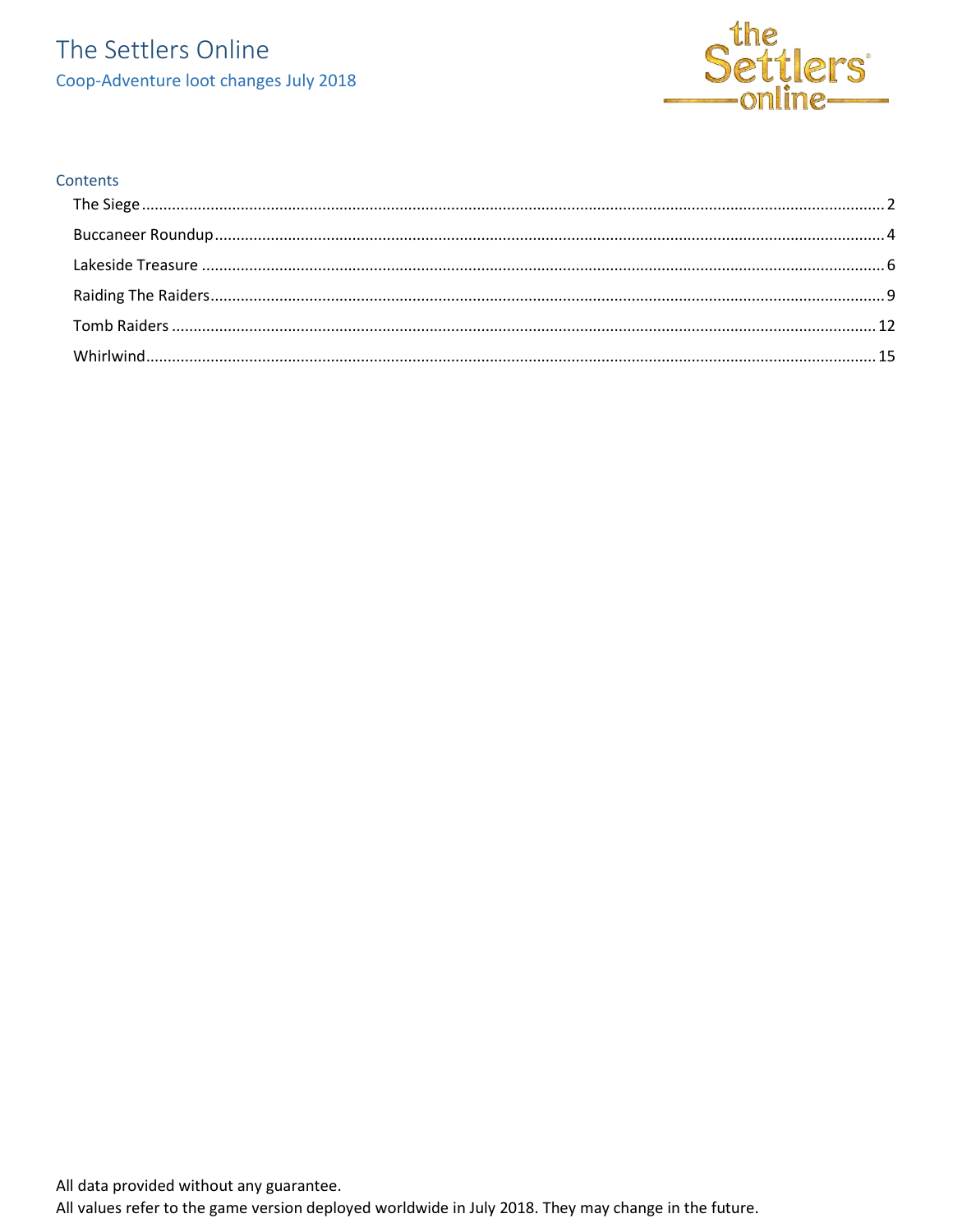# The Settlers Online

## Coop-Adventure loot changes July 2018

### Contents

- The Siege ..... 2
- Buccaneer Roundup ..... 4
- Lakeside Treasure ..... 6
- Raiding The Raiders ..... 9
- Tomb Raiders ..... 12
- Whirlwind ..... 15

All data provided without any guarantee.

All values refer to the game version deployed worldwide in July 2018. They may change in the future.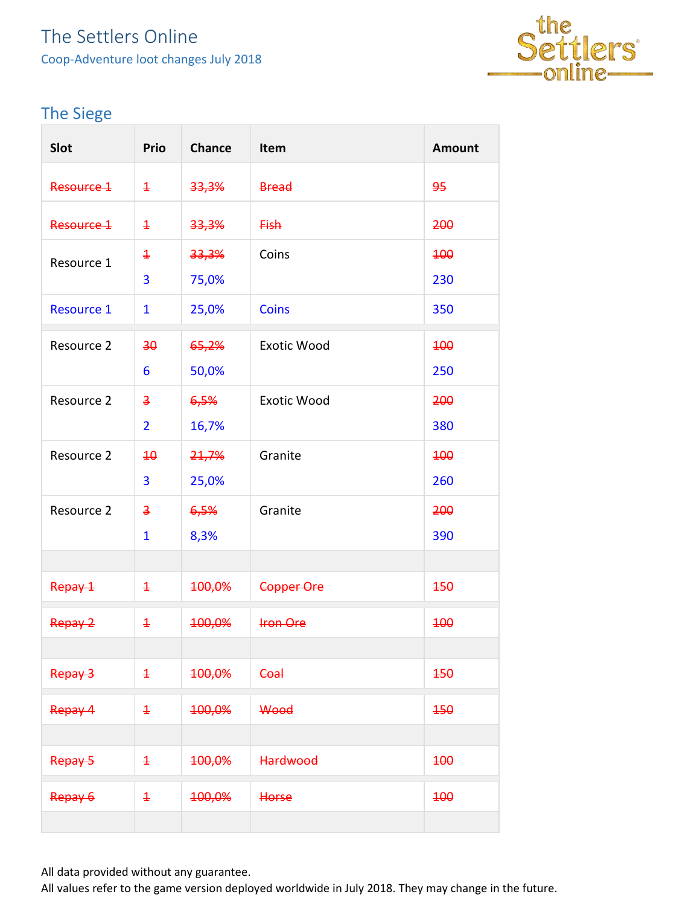# The Settlers Online

Coop-Adventure loot changes July 2018

## The Siege

| Slot | Prio | Chance | Item | Amount |
|---|---|---|---|---|
| ~~Resource 1~~ | ~~1~~ | ~~33,3%~~ | ~~Bread~~ | ~~95~~ |
| ~~Resource 1~~ | ~~1~~ | ~~33,3%~~ | ~~Fish~~ | ~~200~~ |
| Resource 1 | ~~1~~<br>3 | ~~33,3%~~<br>75,0% | Coins | ~~100~~<br>230 |
| Resource 1 | 1 | 25,0% | Coins | 350 |
| | | | | |
| Resource 2 | ~~30~~<br>6 | ~~65,2%~~<br>50,0% | Exotic Wood | ~~100~~<br>250 |
| Resource 2 | ~~3~~<br>2 | ~~6,5%~~<br>16,7% | Exotic Wood | ~~200~~<br>380 |
| Resource 2 | ~~10~~<br>3 | ~~21,7%~~<br>25,0% | Granite | ~~100~~<br>260 |
| Resource 2 | ~~3~~<br>1 | ~~6,5%~~<br>8,3% | Granite | ~~200~~<br>390 |
| | | | | |
| ~~Repay 1~~ | ~~1~~ | ~~100,0%~~ | ~~Copper Ore~~ | ~~150~~ |
| ~~Repay 2~~ | ~~1~~ | ~~100,0%~~ | ~~Iron Ore~~ | ~~100~~ |
| | | | | |
| ~~Repay 3~~ | ~~1~~ | ~~100,0%~~ | ~~Coal~~ | ~~150~~ |
| ~~Repay 4~~ | ~~1~~ | ~~100,0%~~ | ~~Wood~~ | ~~150~~ |
| | | | | |
| ~~Repay 5~~ | ~~1~~ | ~~100,0%~~ | ~~Hardwood~~ | ~~100~~ |
| ~~Repay 6~~ | ~~1~~ | ~~100,0%~~ | ~~Horse~~ | ~~100~~ |
| | | | | |

All data provided without any guarantee.
All values refer to the game version deployed worldwide in July 2018. They may change in the future.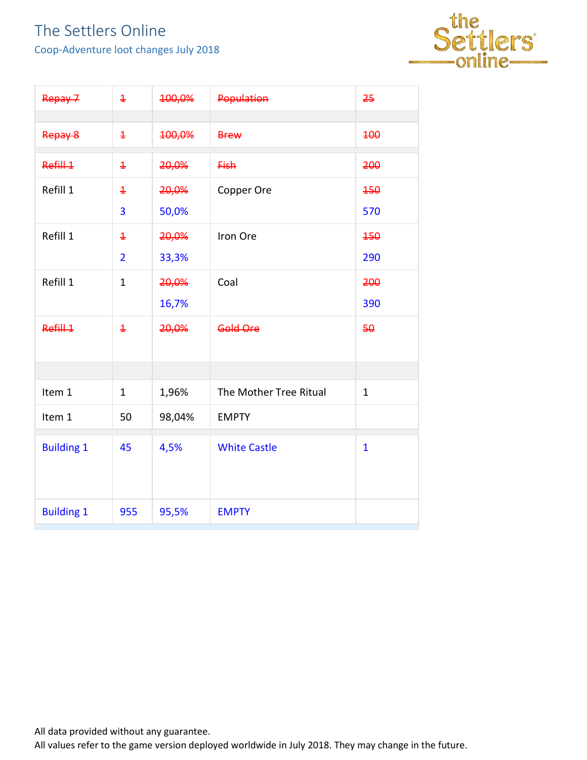The Settlers Online

Coop-Adventure loot changes July 2018

| | | | | |
|---|---|---|---|---|
| ~~Repay 7~~ | ~~1~~ | ~~100,0%~~ | ~~Population~~ | ~~25~~ |
| | | | | |
| ~~Repay 8~~ | ~~1~~ | ~~100,0%~~ | ~~Brew~~ | ~~100~~ |
| ~~Refill 1~~ | ~~1~~ | ~~20,0%~~ | ~~Fish~~ | ~~200~~ |
| Refill 1 | ~~1~~ 3 | ~~20,0%~~ 50,0% | Copper Ore | ~~150~~ 570 |
| Refill 1 | ~~1~~ 2 | ~~20,0%~~ 33,3% | Iron Ore | ~~150~~ 290 |
| Refill 1 | 1 | ~~20,0%~~ 16,7% | Coal | ~~200~~ 390 |
| ~~Refill 1~~ | ~~1~~ | ~~20,0%~~ | ~~Gold Ore~~ | ~~50~~ |
| | | | | |
| Item 1 | 1 | 1,96% | The Mother Tree Ritual | 1 |
| Item 1 | 50 | 98,04% | EMPTY | |
| Building 1 | 45 | 4,5% | White Castle | 1 |
| Building 1 | 955 | 95,5% | EMPTY | |

All data provided without any guarantee.
All values refer to the game version deployed worldwide in July 2018. They may change in the future.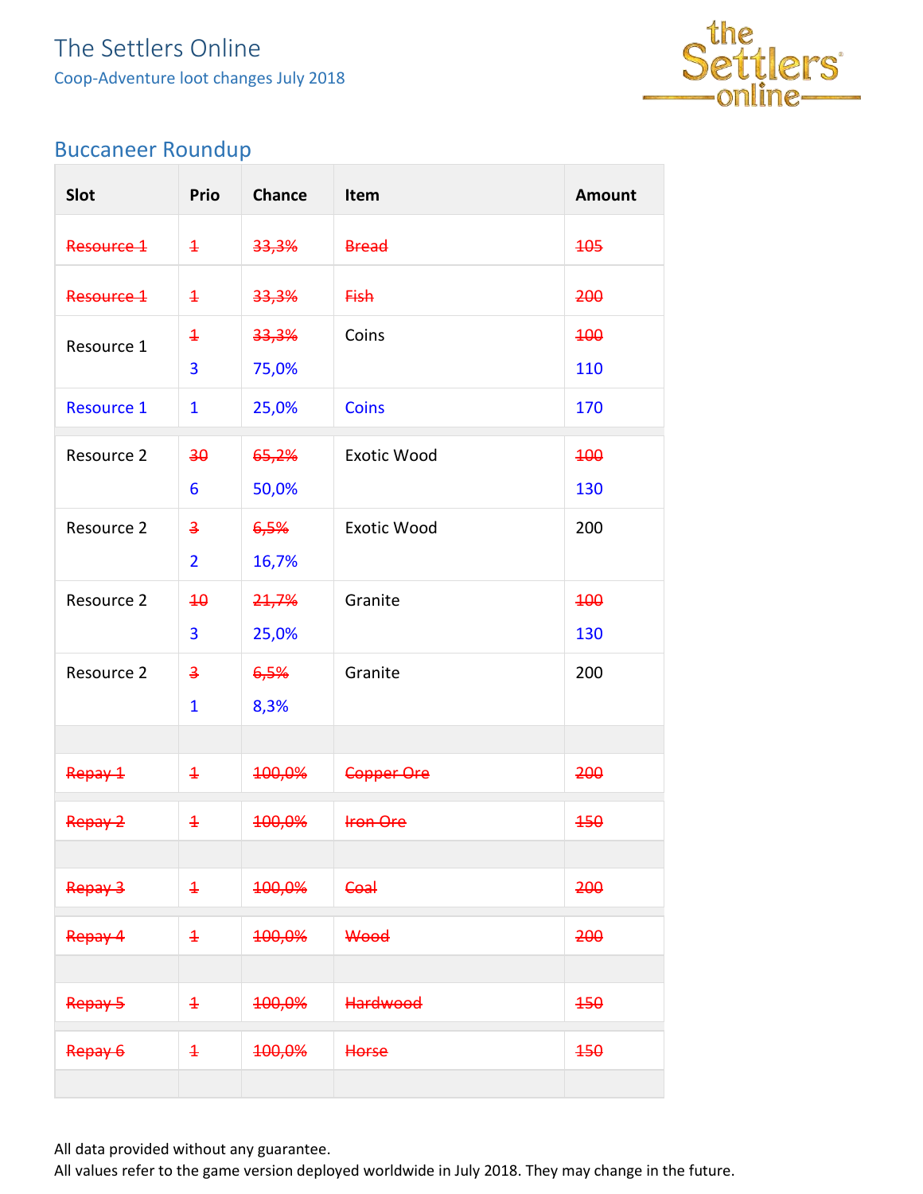# The Settlers Online

Coop-Adventure loot changes July 2018

## Buccaneer Roundup

| Slot | Prio | Chance | Item | Amount |
|---|---|---|---|---|
| ~~Resource 1~~ | ~~1~~ | ~~33,3%~~ | ~~Bread~~ | ~~105~~ |
| ~~Resource 1~~ | ~~1~~ | ~~33,3%~~ | ~~Fish~~ | ~~200~~ |
| Resource 1 | ~~1~~ 3 | ~~33,3%~~ 75,0% | Coins | ~~100~~ 110 |
| Resource 1 | 1 | 25,0% | Coins | 170 |
| Resource 2 | ~~30~~ 6 | ~~65,2%~~ 50,0% | Exotic Wood | ~~100~~ 130 |
| Resource 2 | ~~3~~ 2 | ~~6,5%~~ 16,7% | Exotic Wood | 200 |
| Resource 2 | ~~10~~ 3 | ~~21,7%~~ 25,0% | Granite | ~~100~~ 130 |
| Resource 2 | ~~3~~ 1 | ~~6,5%~~ 8,3% | Granite | 200 |
| | | | | |
| ~~Repay 1~~ | ~~1~~ | ~~100,0%~~ | ~~Copper Ore~~ | ~~200~~ |
| ~~Repay 2~~ | ~~1~~ | ~~100,0%~~ | ~~Iron Ore~~ | ~~150~~ |
| | | | | |
| ~~Repay 3~~ | ~~1~~ | ~~100,0%~~ | ~~Coal~~ | ~~200~~ |
| ~~Repay 4~~ | ~~1~~ | ~~100,0%~~ | ~~Wood~~ | ~~200~~ |
| | | | | |
| ~~Repay 5~~ | ~~1~~ | ~~100,0%~~ | ~~Hardwood~~ | ~~150~~ |
| ~~Repay 6~~ | ~~1~~ | ~~100,0%~~ | ~~Horse~~ | ~~150~~ |
| | | | | |

All data provided without any guarantee.
All values refer to the game version deployed worldwide in July 2018. They may change in the future.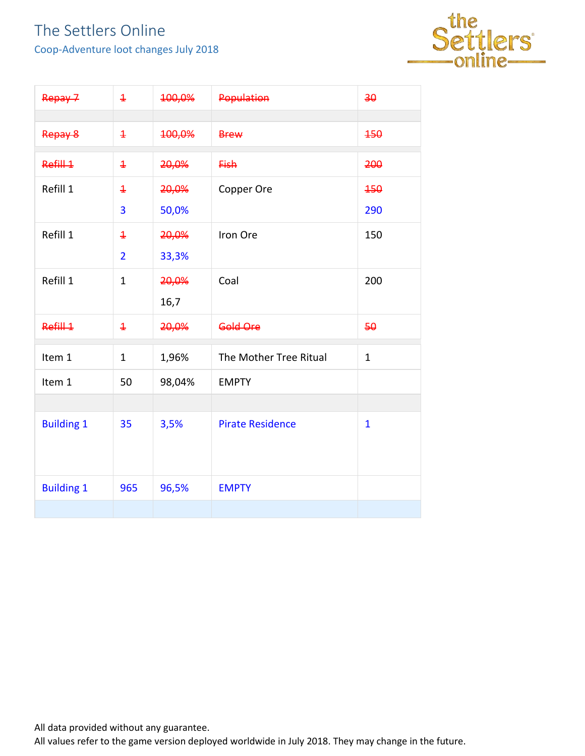# The Settlers Online

## Coop-Adventure loot changes July 2018

| | | | | |
|---|---|---|---|---|
| ~~Repay 7~~ | ~~1~~ | ~~100,0%~~ | ~~Population~~ | ~~30~~ |
| | | | | |
| ~~Repay 8~~ | ~~1~~ | ~~100,0%~~ | ~~Brew~~ | ~~150~~ |
| | | | | |
| ~~Refill 1~~ | ~~1~~ | ~~20,0%~~ | ~~Fish~~ | ~~200~~ |
| Refill 1 | ~~1~~ 3 | ~~20,0%~~ 50,0% | Copper Ore | ~~150~~ 290 |
| Refill 1 | ~~1~~ 2 | ~~20,0%~~ 33,3% | Iron Ore | 150 |
| Refill 1 | 1 | ~~20,0%~~ 16,7 | Coal | 200 |
| ~~Refill 1~~ | ~~1~~ | ~~20,0%~~ | ~~Gold Ore~~ | ~~50~~ |
| | | | | |
| Item 1 | 1 | 1,96% | The Mother Tree Ritual | 1 |
| Item 1 | 50 | 98,04% | EMPTY | |
| | | | | |
| Building 1 | 35 | 3,5% | Pirate Residence | 1 |
| Building 1 | 965 | 96,5% | EMPTY | |
| | | | | |

All data provided without any guarantee.
All values refer to the game version deployed worldwide in July 2018. They may change in the future.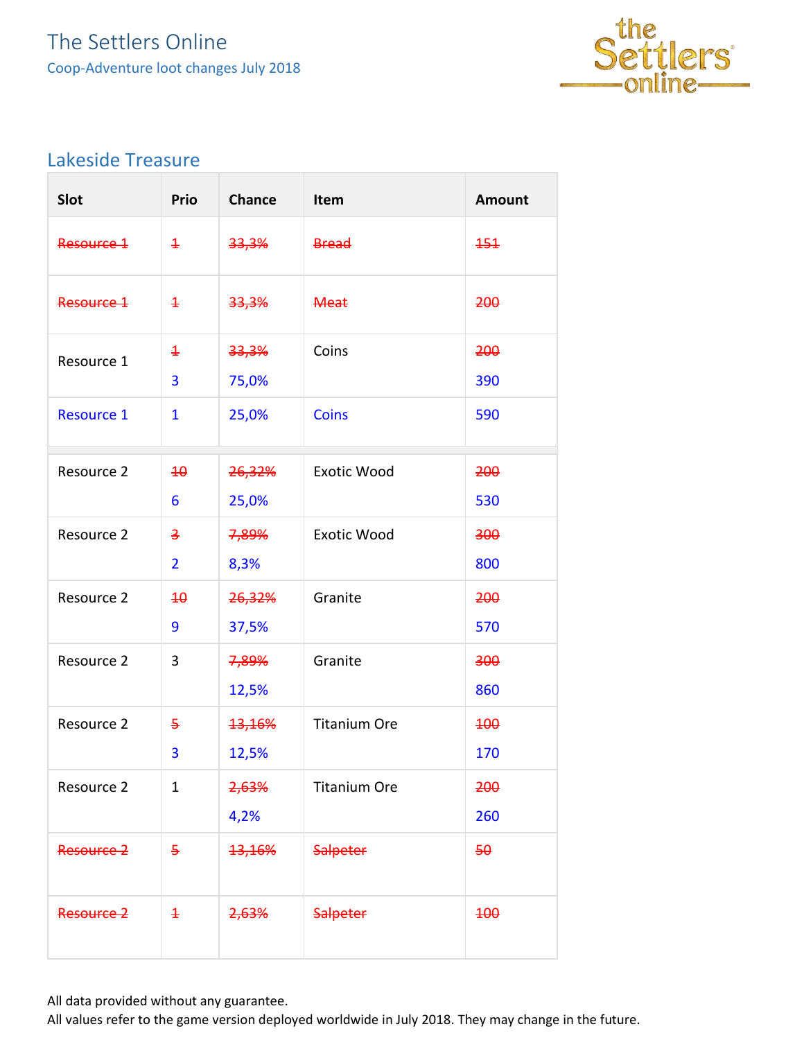# The Settlers Online

Coop-Adventure loot changes July 2018

## Lakeside Treasure

| Slot | Prio | Chance | Item | Amount |
|---|---|---|---|---|
| ~~Resource 1~~ | ~~1~~ | ~~33,3%~~ | ~~Bread~~ | ~~151~~ |
| ~~Resource 1~~ | ~~1~~ | ~~33,3%~~ | ~~Meat~~ | ~~200~~ |
| Resource 1 | ~~1~~ 3 | ~~33,3%~~ 75,0% | Coins | ~~200~~ 390 |
| Resource 1 | 1 | 25,0% | Coins | 590 |
| Resource 2 | ~~10~~ 6 | ~~26,32%~~ 25,0% | Exotic Wood | ~~200~~ 530 |
| Resource 2 | ~~3~~ 2 | ~~7,89%~~ 8,3% | Exotic Wood | ~~300~~ 800 |
| Resource 2 | ~~10~~ 9 | ~~26,32%~~ 37,5% | Granite | ~~200~~ 570 |
| Resource 2 | 3 | ~~7,89%~~ 12,5% | Granite | ~~300~~ 860 |
| Resource 2 | ~~5~~ 3 | ~~13,16%~~ 12,5% | Titanium Ore | ~~100~~ 170 |
| Resource 2 | 1 | ~~2,63%~~ 4,2% | Titanium Ore | ~~200~~ 260 |
| ~~Resource 2~~ | ~~5~~ | ~~13,16%~~ | ~~Salpeter~~ | ~~50~~ |
| ~~Resource 2~~ | ~~1~~ | ~~2,63%~~ | ~~Salpeter~~ | ~~100~~ |

All data provided without any guarantee.
All values refer to the game version deployed worldwide in July 2018. They may change in the future.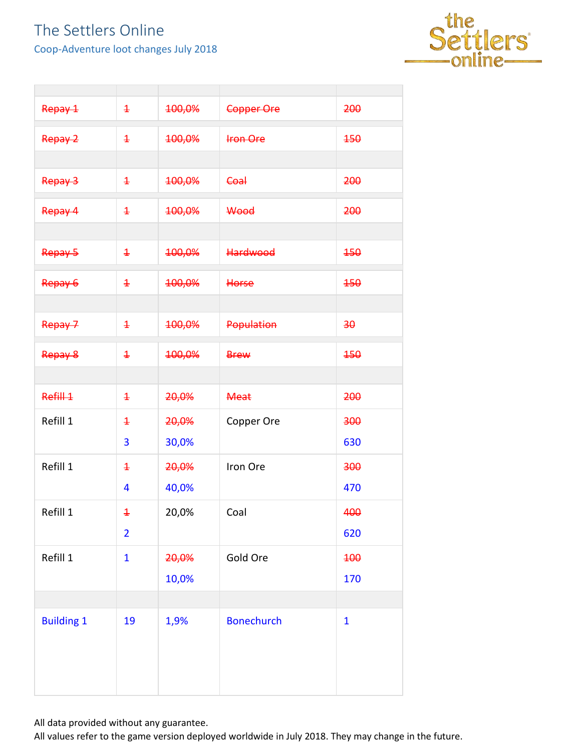# The Settlers Online

Coop-Adventure loot changes July 2018

| | | | | |
|---|---|---|---|---|
| ~~Repay 1~~ | ~~1~~ | ~~100,0%~~ | ~~Copper Ore~~ | ~~200~~ |
| ~~Repay 2~~ | ~~1~~ | ~~100,0%~~ | ~~Iron Ore~~ | ~~150~~ |
| | | | | |
| ~~Repay 3~~ | ~~1~~ | ~~100,0%~~ | ~~Coal~~ | ~~200~~ |
| ~~Repay 4~~ | ~~1~~ | ~~100,0%~~ | ~~Wood~~ | ~~200~~ |
| | | | | |
| ~~Repay 5~~ | ~~1~~ | ~~100,0%~~ | ~~Hardwood~~ | ~~150~~ |
| ~~Repay 6~~ | ~~1~~ | ~~100,0%~~ | ~~Horse~~ | ~~150~~ |
| | | | | |
| ~~Repay 7~~ | ~~1~~ | ~~100,0%~~ | ~~Population~~ | ~~30~~ |
| ~~Repay 8~~ | ~~1~~ | ~~100,0%~~ | ~~Brew~~ | ~~150~~ |
| | | | | |
| ~~Refill 1~~ | ~~1~~ | ~~20,0%~~ | ~~Meat~~ | ~~200~~ |
| Refill 1 | ~~1~~ 3 | ~~20,0%~~ 30,0% | Copper Ore | ~~300~~ 630 |
| Refill 1 | ~~1~~ 4 | ~~20,0%~~ 40,0% | Iron Ore | ~~300~~ 470 |
| Refill 1 | ~~1~~ 2 | 20,0% | Coal | ~~400~~ 620 |
| Refill 1 | 1 | ~~20,0%~~ 10,0% | Gold Ore | ~~100~~ 170 |
| | | | | |
| Building 1 | 19 | 1,9% | Bonechurch | 1 |

All data provided without any guarantee.
All values refer to the game version deployed worldwide in July 2018. They may change in the future.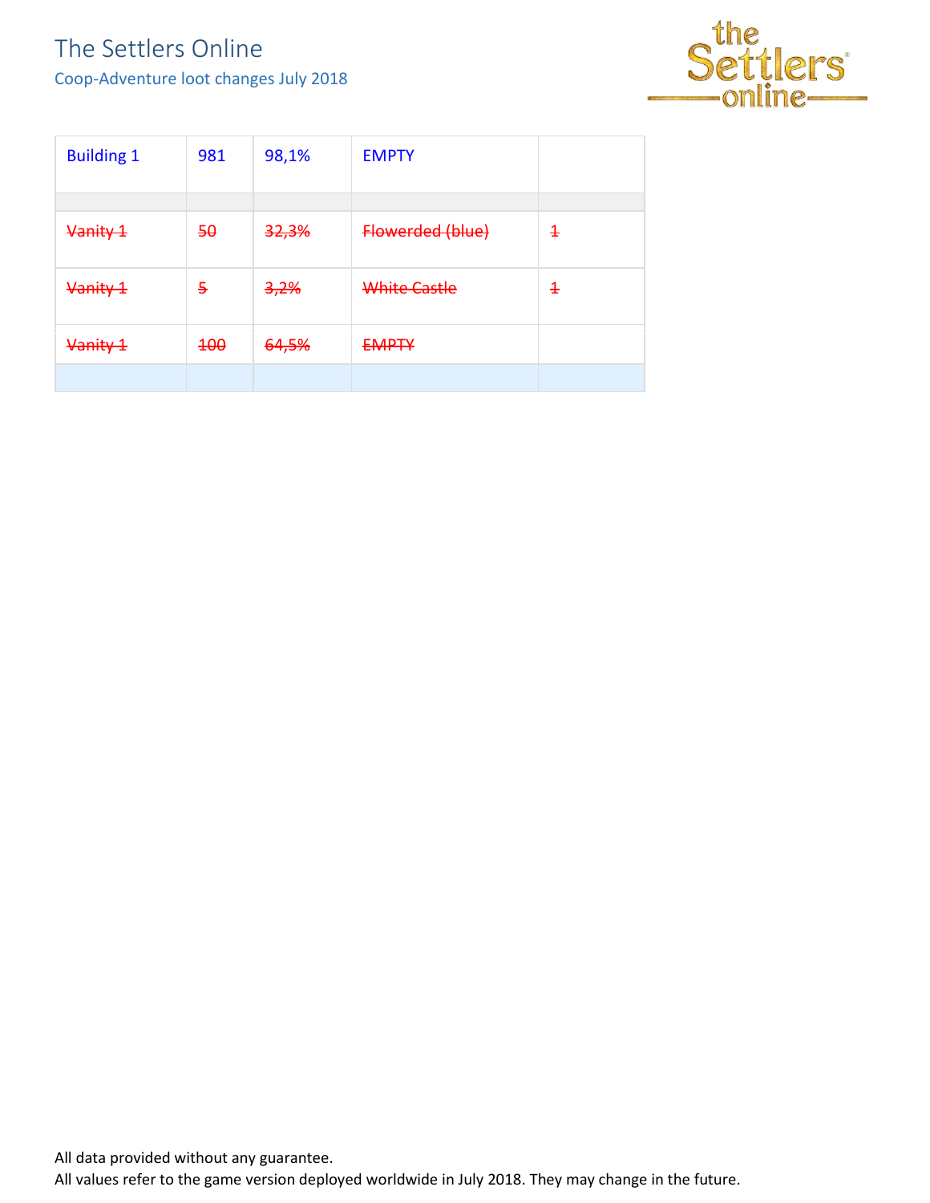# The Settlers Online

## Coop-Adventure loot changes July 2018

| | | | | |
|---|---|---|---|---|
| Building 1 | 981 | 98,1% | EMPTY | |
| | | | | |
| ~~Vanity 1~~ | ~~50~~ | ~~32,3%~~ | ~~Flowerded (blue)~~ | ~~1~~ |
| ~~Vanity 1~~ | ~~5~~ | ~~3,2%~~ | ~~White Castle~~ | ~~1~~ |
| ~~Vanity 1~~ | ~~100~~ | ~~64,5%~~ | ~~EMPTY~~ | |
| | | | | |

All data provided without any guarantee.
All values refer to the game version deployed worldwide in July 2018. They may change in the future.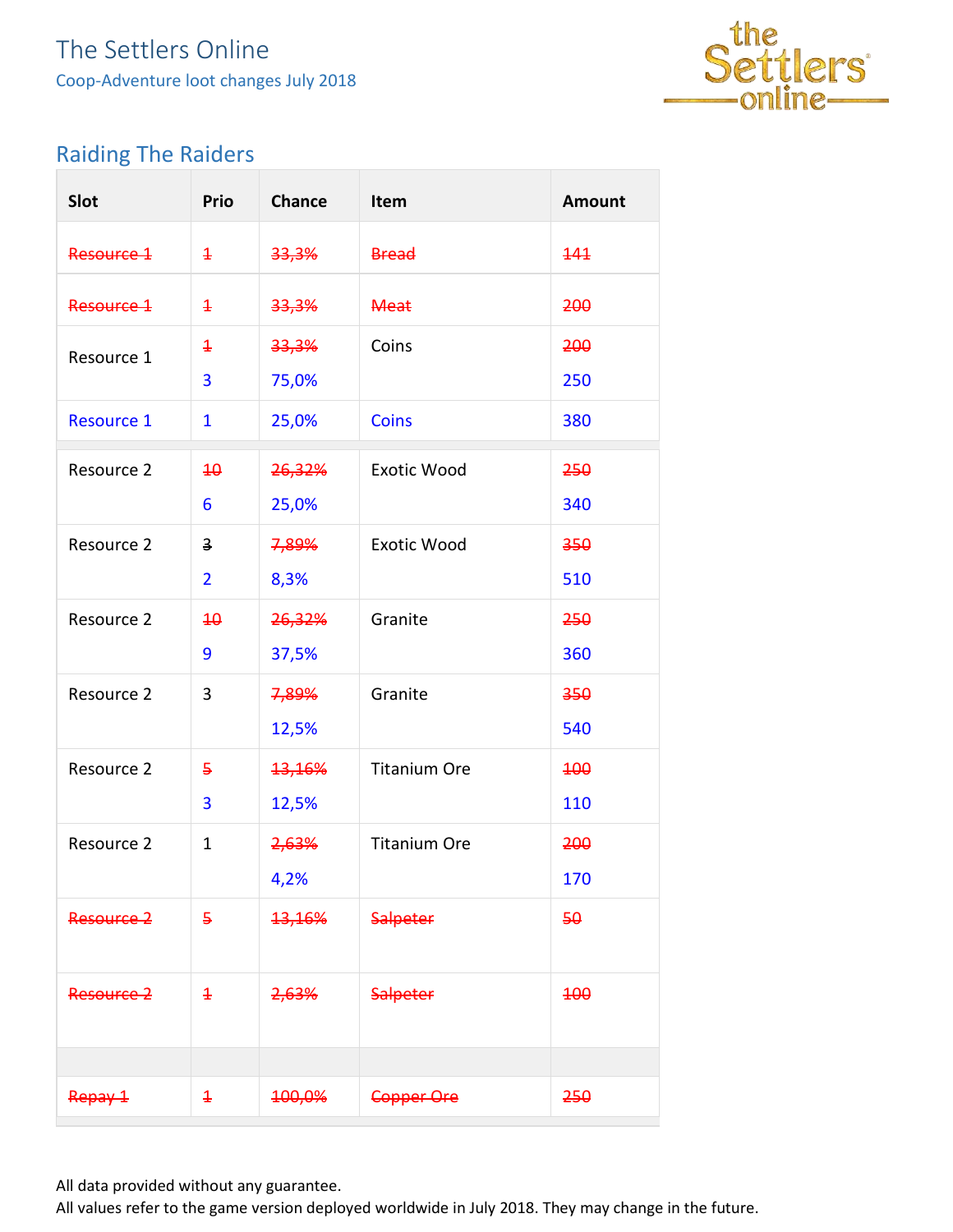# The Settlers Online

Coop-Adventure loot changes July 2018

## Raiding The Raiders

| Slot | Prio | Chance | Item | Amount |
|---|---|---|---|---|
| ~~Resource 1~~ | ~~1~~ | ~~33,3%~~ | ~~Bread~~ | ~~141~~ |
| ~~Resource 1~~ | ~~1~~ | ~~33,3%~~ | ~~Meat~~ | ~~200~~ |
| Resource 1 | ~~1~~ 3 | ~~33,3%~~ 75,0% | Coins | ~~200~~ 250 |
| Resource 1 | 1 | 25,0% | Coins | 380 |
| | | | | |
| Resource 2 | ~~10~~ 6 | ~~26,32%~~ 25,0% | Exotic Wood | ~~250~~ 340 |
| Resource 2 | ~~3~~ 2 | ~~7,89%~~ 8,3% | Exotic Wood | ~~350~~ 510 |
| Resource 2 | ~~10~~ 9 | ~~26,32%~~ 37,5% | Granite | ~~250~~ 360 |
| Resource 2 | 3 | ~~7,89%~~ 12,5% | Granite | ~~350~~ 540 |
| Resource 2 | ~~5~~ 3 | ~~13,16%~~ 12,5% | Titanium Ore | ~~100~~ 110 |
| Resource 2 | 1 | ~~2,63%~~ 4,2% | Titanium Ore | ~~200~~ 170 |
| ~~Resource 2~~ | ~~5~~ | ~~13,16%~~ | ~~Salpeter~~ | ~~50~~ |
| ~~Resource 2~~ | ~~1~~ | ~~2,63%~~ | ~~Salpeter~~ | ~~100~~ |
| | | | | |
| ~~Repay 1~~ | ~~1~~ | ~~100,0%~~ | ~~Copper Ore~~ | ~~250~~ |

All data provided without any guarantee.
All values refer to the game version deployed worldwide in July 2018. They may change in the future.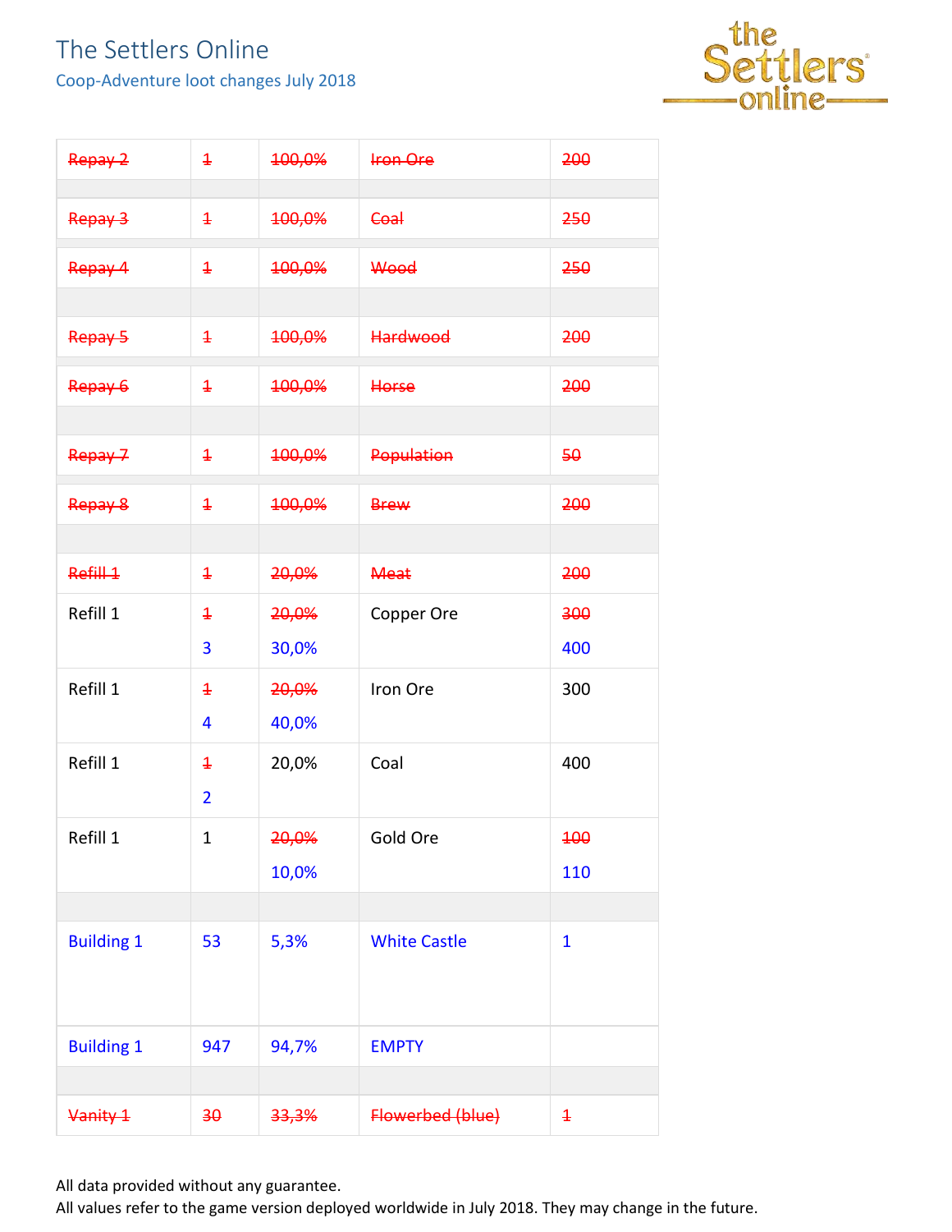# The Settlers Online

## Coop-Adventure loot changes July 2018

| | | | | |
|---|---|---|---|---|
| ~~Repay 2~~ | ~~1~~ | ~~100,0%~~ | ~~Iron Ore~~ | ~~200~~ |
| | | | | |
| ~~Repay 3~~ | ~~1~~ | ~~100,0%~~ | ~~Coal~~ | ~~250~~ |
| ~~Repay 4~~ | ~~1~~ | ~~100,0%~~ | ~~Wood~~ | ~~250~~ |
| | | | | |
| ~~Repay 5~~ | ~~1~~ | ~~100,0%~~ | ~~Hardwood~~ | ~~200~~ |
| ~~Repay 6~~ | ~~1~~ | ~~100,0%~~ | ~~Horse~~ | ~~200~~ |
| | | | | |
| ~~Repay 7~~ | ~~1~~ | ~~100,0%~~ | ~~Population~~ | ~~50~~ |
| ~~Repay 8~~ | ~~1~~ | ~~100,0%~~ | ~~Brew~~ | ~~200~~ |
| | | | | |
| ~~Refill 1~~ | ~~1~~ | ~~20,0%~~ | ~~Meat~~ | ~~200~~ |
| Refill 1 | ~~1~~ 3 | ~~20,0%~~ 30,0% | Copper Ore | ~~300~~ 400 |
| Refill 1 | ~~1~~ 4 | ~~20,0%~~ 40,0% | Iron Ore | 300 |
| Refill 1 | ~~1~~ 2 | 20,0% | Coal | 400 |
| Refill 1 | 1 | ~~20,0%~~ 10,0% | Gold Ore | ~~100~~ 110 |
| | | | | |
| Building 1 | 53 | 5,3% | White Castle | 1 |
| Building 1 | 947 | 94,7% | EMPTY | |
| | | | | |
| ~~Vanity 1~~ | ~~30~~ | ~~33,3%~~ | ~~Flowerbed (blue)~~ | ~~1~~ |

All data provided without any guarantee.
All values refer to the game version deployed worldwide in July 2018. They may change in the future.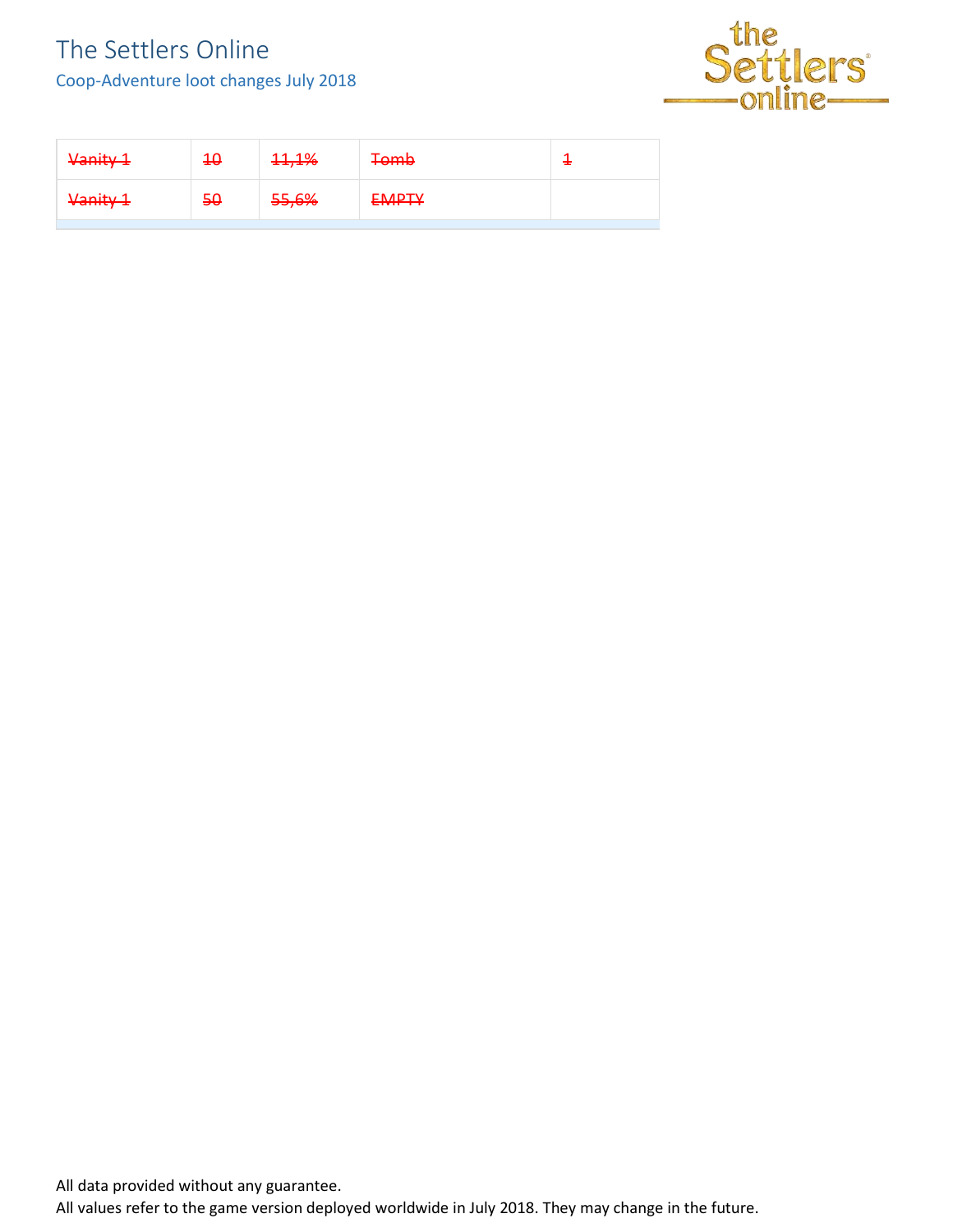| ~~Vanity 1~~ | ~~10~~ | ~~11,1%~~ | ~~Tomb~~ | ~~1~~ |
|---|---|---|---|---|
| ~~Vanity 1~~ | ~~50~~ | ~~55,6%~~ | ~~EMPTY~~ | |

All data provided without any guarantee.
All values refer to the game version deployed worldwide in July 2018. They may change in the future.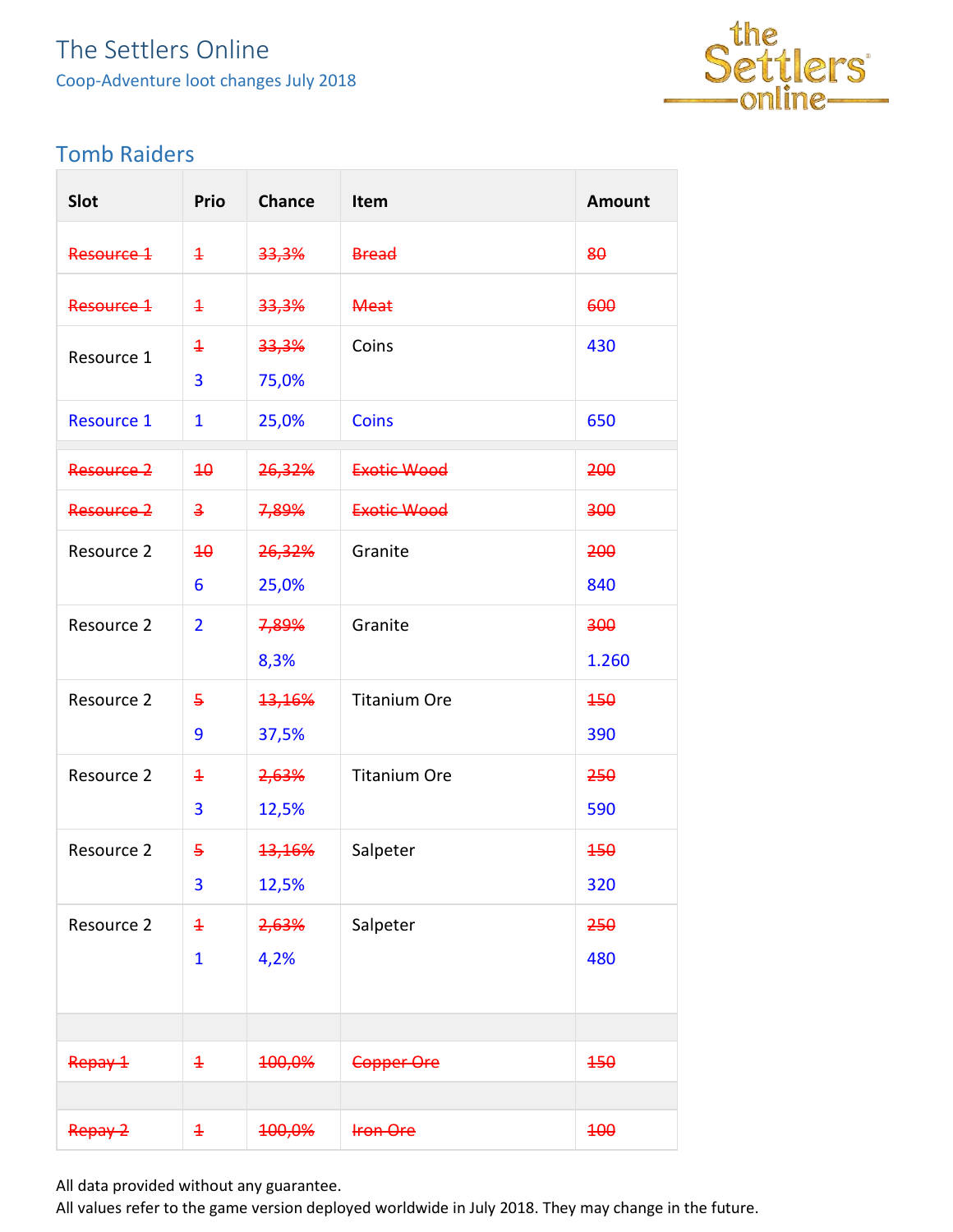# The Settlers Online

Coop-Adventure loot changes July 2018

## Tomb Raiders

| Slot | Prio | Chance | Item | Amount |
|---|---|---|---|---|
| ~~Resource 1~~ | ~~1~~ | ~~33,3%~~ | ~~Bread~~ | ~~80~~ |
| ~~Resource 1~~ | ~~1~~ | ~~33,3%~~ | ~~Meat~~ | ~~600~~ |
| Resource 1 | ~~1~~ 3 | ~~33,3%~~ 75,0% | Coins | 430 |
| Resource 1 | 1 | 25,0% | Coins | 650 |
| | | | | |
| ~~Resource 2~~ | ~~10~~ | ~~26,32%~~ | ~~Exotic Wood~~ | ~~200~~ |
| ~~Resource 2~~ | ~~3~~ | ~~7,89%~~ | ~~Exotic Wood~~ | ~~300~~ |
| Resource 2 | ~~10~~ 6 | ~~26,32%~~ 25,0% | Granite | ~~200~~ 840 |
| Resource 2 | 2 | ~~7,89%~~ 8,3% | Granite | ~~300~~ 1.260 |
| Resource 2 | ~~5~~ 9 | ~~13,16%~~ 37,5% | Titanium Ore | ~~150~~ 390 |
| Resource 2 | ~~1~~ 3 | ~~2,63%~~ 12,5% | Titanium Ore | ~~250~~ 590 |
| Resource 2 | ~~5~~ 3 | ~~13,16%~~ 12,5% | Salpeter | ~~150~~ 320 |
| Resource 2 | ~~1~~ 1 | ~~2,63%~~ 4,2% | Salpeter | ~~250~~ 480 |
| | | | | |
| ~~Repay 1~~ | ~~1~~ | ~~100,0%~~ | ~~Copper Ore~~ | ~~150~~ |
| | | | | |
| ~~Repay 2~~ | ~~1~~ | ~~100,0%~~ | ~~Iron Ore~~ | ~~100~~ |

All data provided without any guarantee.
All values refer to the game version deployed worldwide in July 2018. They may change in the future.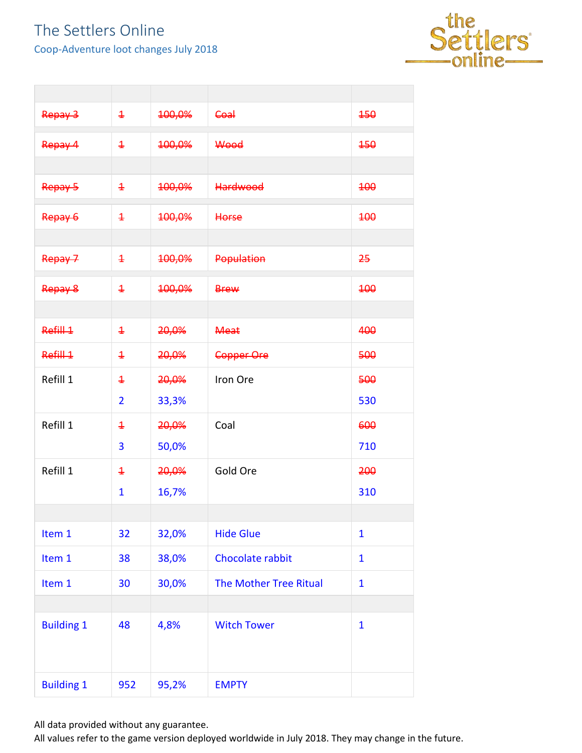# The Settlers Online

Coop-Adventure loot changes July 2018

| | | | | |
|---|---|---|---|---|
| ~~Repay 3~~ | ~~1~~ | ~~100,0%~~ | ~~Coal~~ | ~~150~~ |
| ~~Repay 4~~ | ~~1~~ | ~~100,0%~~ | ~~Wood~~ | ~~150~~ |
| | | | | |
| ~~Repay 5~~ | ~~1~~ | ~~100,0%~~ | ~~Hardwood~~ | ~~100~~ |
| ~~Repay 6~~ | ~~1~~ | ~~100,0%~~ | ~~Horse~~ | ~~100~~ |
| | | | | |
| ~~Repay 7~~ | ~~1~~ | ~~100,0%~~ | ~~Population~~ | ~~25~~ |
| ~~Repay 8~~ | ~~1~~ | ~~100,0%~~ | ~~Brew~~ | ~~100~~ |
| | | | | |
| ~~Refill 1~~ | ~~1~~ | ~~20,0%~~ | ~~Meat~~ | ~~400~~ |
| ~~Refill 1~~ | ~~1~~ | ~~20,0%~~ | ~~Copper Ore~~ | ~~500~~ |
| Refill 1 | ~~1~~ 2 | ~~20,0%~~ 33,3% | Iron Ore | ~~500~~ 530 |
| Refill 1 | ~~1~~ 3 | ~~20,0%~~ 50,0% | Coal | ~~600~~ 710 |
| Refill 1 | ~~1~~ 1 | ~~20,0%~~ 16,7% | Gold Ore | ~~200~~ 310 |
| | | | | |
| Item 1 | 32 | 32,0% | Hide Glue | 1 |
| Item 1 | 38 | 38,0% | Chocolate rabbit | 1 |
| Item 1 | 30 | 30,0% | The Mother Tree Ritual | 1 |
| | | | | |
| Building 1 | 48 | 4,8% | Witch Tower | 1 |
| Building 1 | 952 | 95,2% | EMPTY | |

All data provided without any guarantee.
All values refer to the game version deployed worldwide in July 2018. They may change in the future.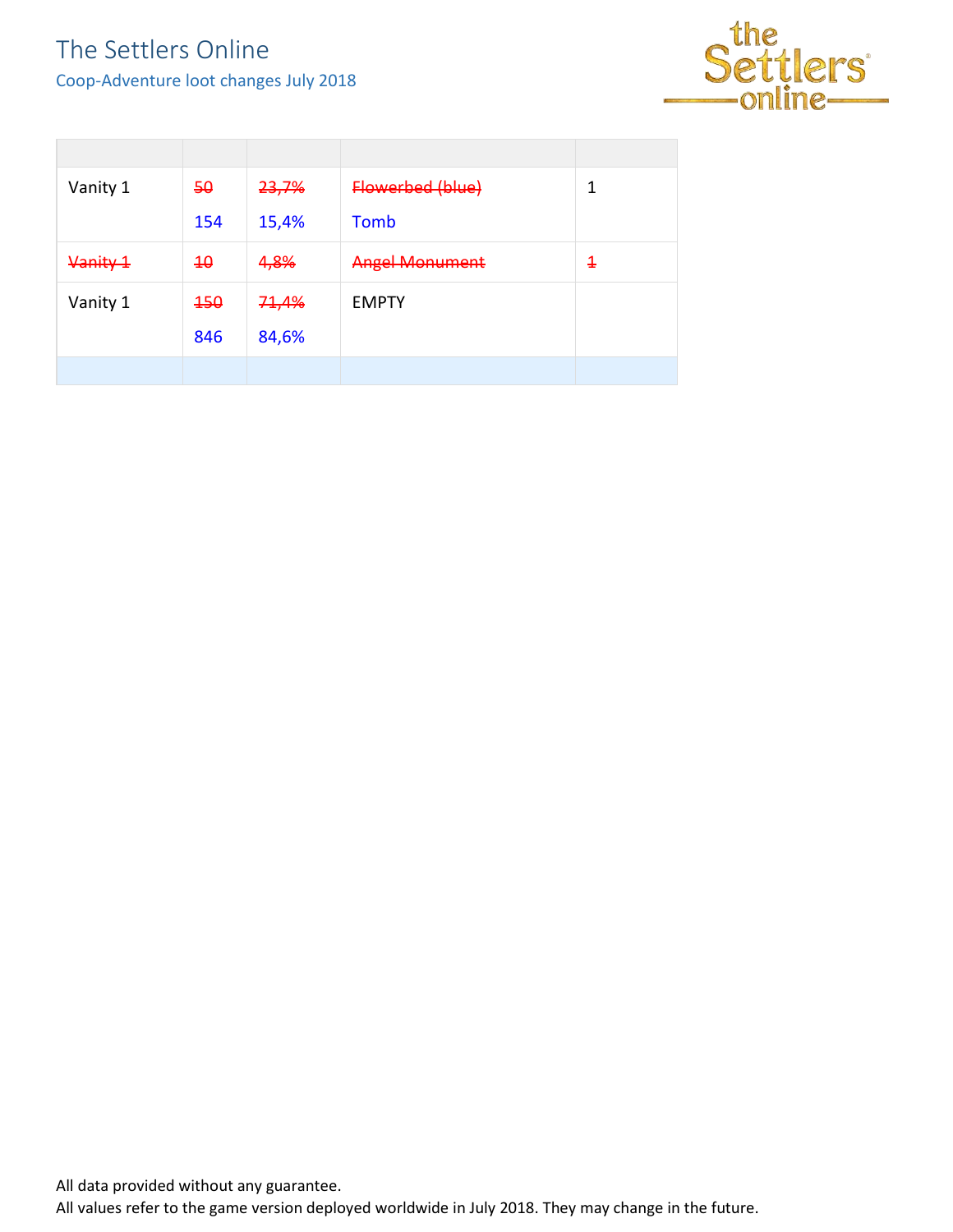| | | | | |
|---|---|---|---|---|
| Vanity 1 | ~~50~~<br>154 | ~~23,7%~~<br>15,4% | ~~Flowerbed (blue)~~<br>Tomb | 1 |
| ~~Vanity 1~~ | ~~10~~ | ~~4,8%~~ | ~~Angel Monument~~ | ~~1~~ |
| Vanity 1 | ~~150~~<br>846 | ~~71,4%~~<br>84,6% | EMPTY | |
| | | | | |

All data provided without any guarantee.
All values refer to the game version deployed worldwide in July 2018. They may change in the future.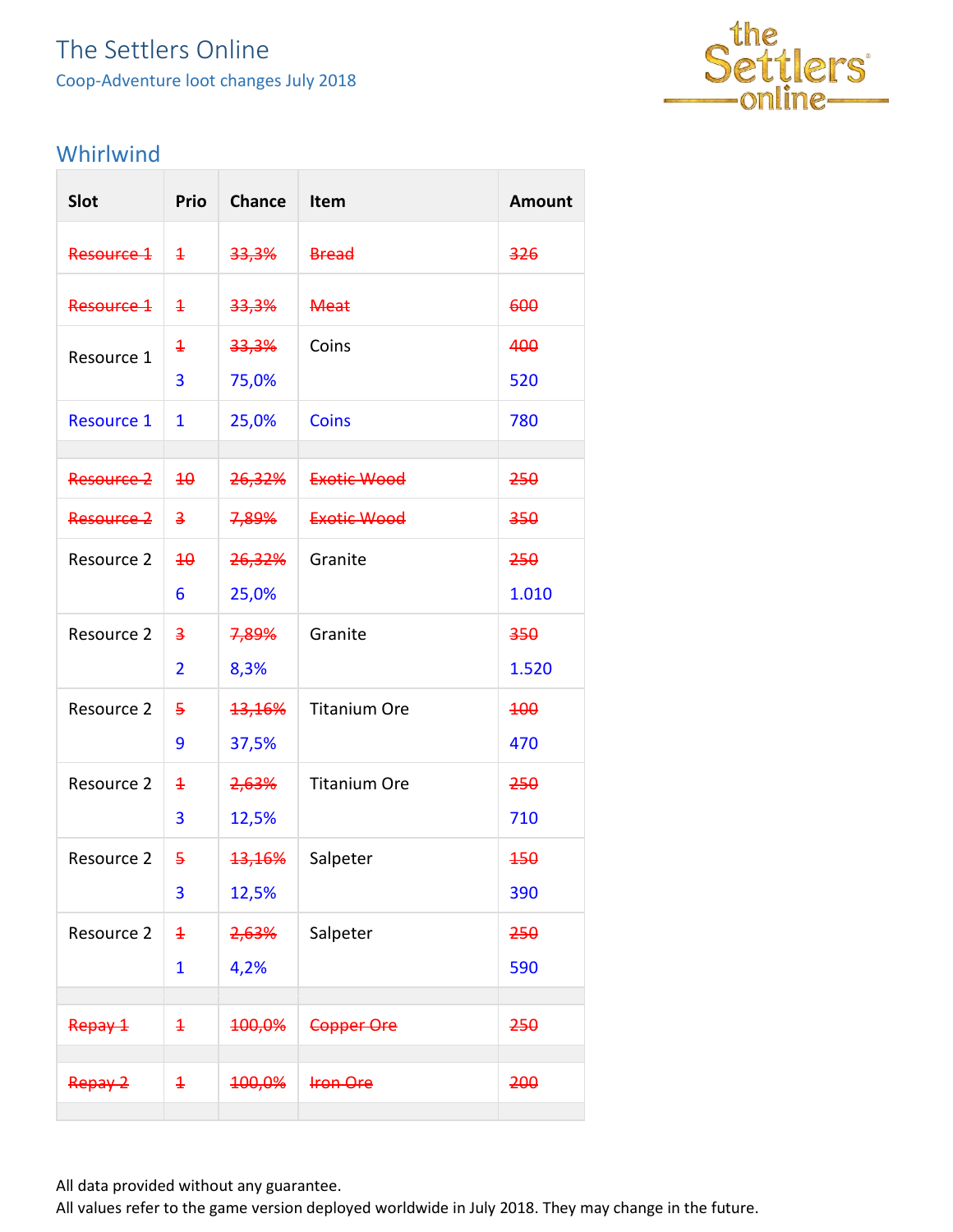# The Settlers Online

Coop-Adventure loot changes July 2018

## Whirlwind

| Slot | Prio | Chance | Item | Amount |
|---|---|---|---|---|
| ~~Resource 1~~ | ~~1~~ | ~~33,3%~~ | ~~Bread~~ | ~~326~~ |
| ~~Resource 1~~ | ~~1~~ | ~~33,3%~~ | ~~Meat~~ | ~~600~~ |
| Resource 1 | ~~1~~ 3 | ~~33,3%~~ 75,0% | Coins | ~~400~~ 520 |
| Resource 1 | 1 | 25,0% | Coins | 780 |
| | | | | |
| ~~Resource 2~~ | ~~10~~ | ~~26,32%~~ | ~~Exotic Wood~~ | ~~250~~ |
| ~~Resource 2~~ | ~~3~~ | ~~7,89%~~ | ~~Exotic Wood~~ | ~~350~~ |
| Resource 2 | ~~10~~ 6 | ~~26,32%~~ 25,0% | Granite | ~~250~~ 1.010 |
| Resource 2 | ~~3~~ 2 | ~~7,89%~~ 8,3% | Granite | ~~350~~ 1.520 |
| Resource 2 | ~~5~~ 9 | ~~13,16%~~ 37,5% | Titanium Ore | ~~100~~ 470 |
| Resource 2 | ~~1~~ 3 | ~~2,63%~~ 12,5% | Titanium Ore | ~~250~~ 710 |
| Resource 2 | ~~5~~ 3 | ~~13,16%~~ 12,5% | Salpeter | ~~150~~ 390 |
| Resource 2 | ~~1~~ 1 | ~~2,63%~~ 4,2% | Salpeter | ~~250~~ 590 |
| | | | | |
| ~~Repay 1~~ | ~~1~~ | ~~100,0%~~ | ~~Copper Ore~~ | ~~250~~ |
| | | | | |
| ~~Repay 2~~ | ~~1~~ | ~~100,0%~~ | ~~Iron Ore~~ | ~~200~~ |
| | | | | |

All data provided without any guarantee.
All values refer to the game version deployed worldwide in July 2018. They may change in the future.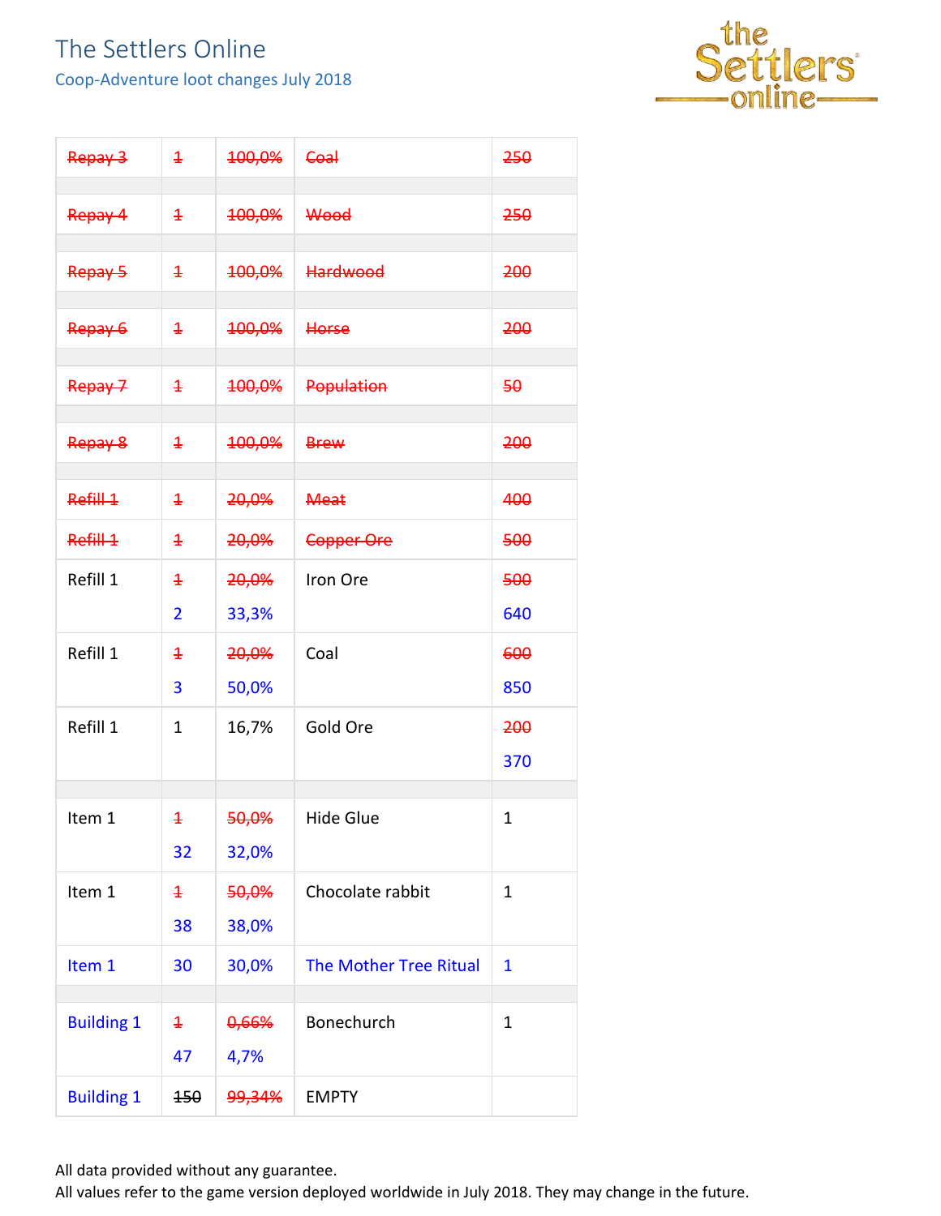# The Settlers Online

## Coop-Adventure loot changes July 2018

| | | | | |
|---|---|---|---|---|
| ~~Repay 3~~ | ~~1~~ | ~~100,0%~~ | ~~Coal~~ | ~~250~~ |
| | | | | |
| ~~Repay 4~~ | ~~1~~ | ~~100,0%~~ | ~~Wood~~ | ~~250~~ |
| | | | | |
| ~~Repay 5~~ | ~~1~~ | ~~100,0%~~ | ~~Hardwood~~ | ~~200~~ |
| | | | | |
| ~~Repay 6~~ | ~~1~~ | ~~100,0%~~ | ~~Horse~~ | ~~200~~ |
| | | | | |
| ~~Repay 7~~ | ~~1~~ | ~~100,0%~~ | ~~Population~~ | ~~50~~ |
| | | | | |
| ~~Repay 8~~ | ~~1~~ | ~~100,0%~~ | ~~Brew~~ | ~~200~~ |
| | | | | |
| ~~Refill 1~~ | ~~1~~ | ~~20,0%~~ | ~~Meat~~ | ~~400~~ |
| ~~Refill 1~~ | ~~1~~ | ~~20,0%~~ | ~~Copper Ore~~ | ~~500~~ |
| Refill 1 | ~~1~~ 2 | ~~20,0%~~ 33,3% | Iron Ore | ~~500~~ 640 |
| Refill 1 | ~~1~~ 3 | ~~20,0%~~ 50,0% | Coal | ~~600~~ 850 |
| Refill 1 | 1 | 16,7% | Gold Ore | ~~200~~ 370 |
| | | | | |
| Item 1 | ~~1~~ 32 | ~~50,0%~~ 32,0% | Hide Glue | 1 |
| Item 1 | ~~1~~ 38 | ~~50,0%~~ 38,0% | Chocolate rabbit | 1 |
| Item 1 | 30 | 30,0% | The Mother Tree Ritual | 1 |
| | | | | |
| Building 1 | ~~1~~ 47 | ~~0,66%~~ 4,7% | Bonechurch | 1 |
| Building 1 | ~~150~~ | ~~99,34%~~ | EMPTY | |

All data provided without any guarantee.
All values refer to the game version deployed worldwide in July 2018. They may change in the future.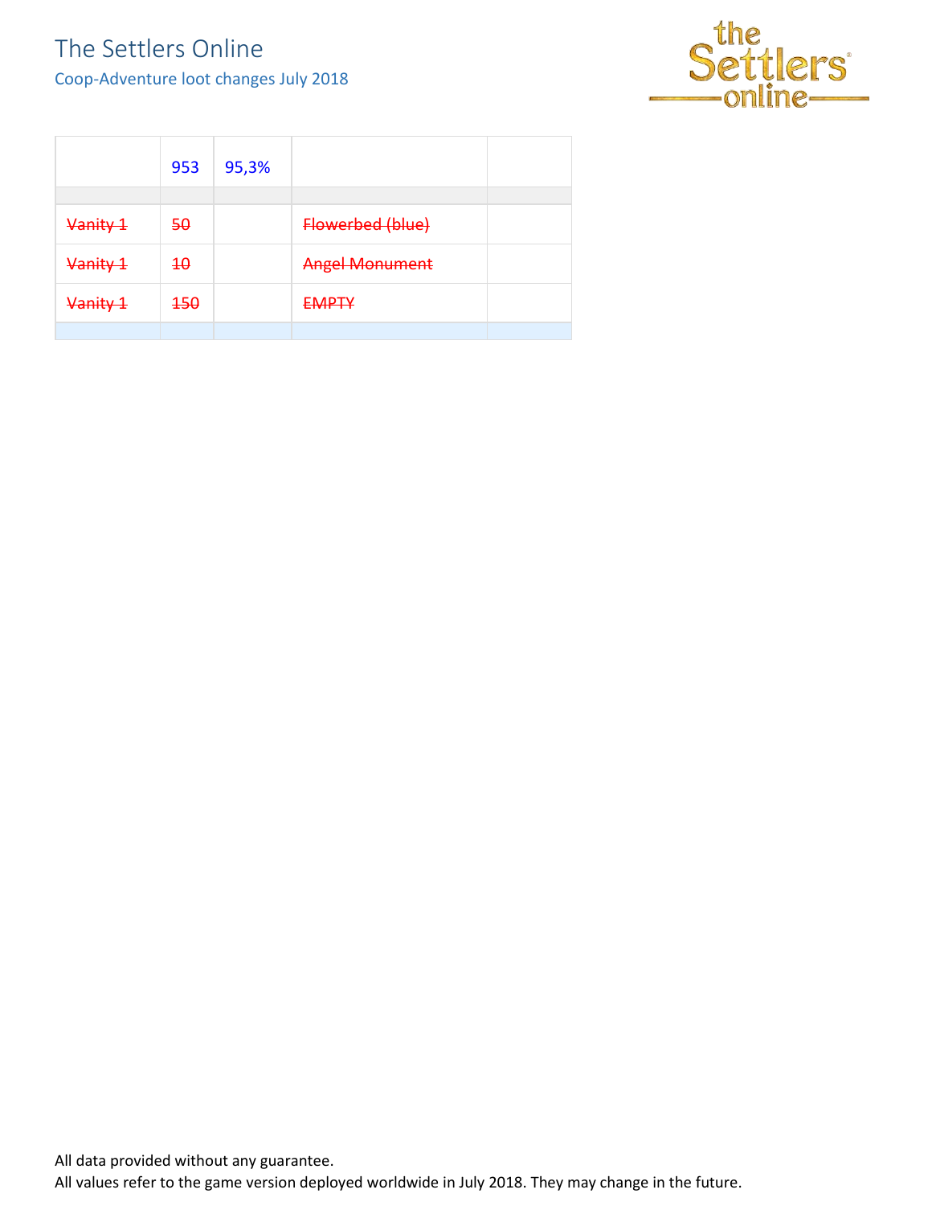# The Settlers Online

## Coop-Adventure loot changes July 2018

| | | | | |
|---|---|---|---|---|
| | 953 | 95,3% | | |
| | | | | |
| ~~Vanity 1~~ | ~~50~~ | | ~~Flowerbed (blue)~~ | |
| ~~Vanity 1~~ | ~~10~~ | | ~~Angel Monument~~ | |
| ~~Vanity 1~~ | ~~150~~ | | ~~EMPTY~~ | |
| | | | | |

All data provided without any guarantee.

All values refer to the game version deployed worldwide in July 2018. They may change in the future.